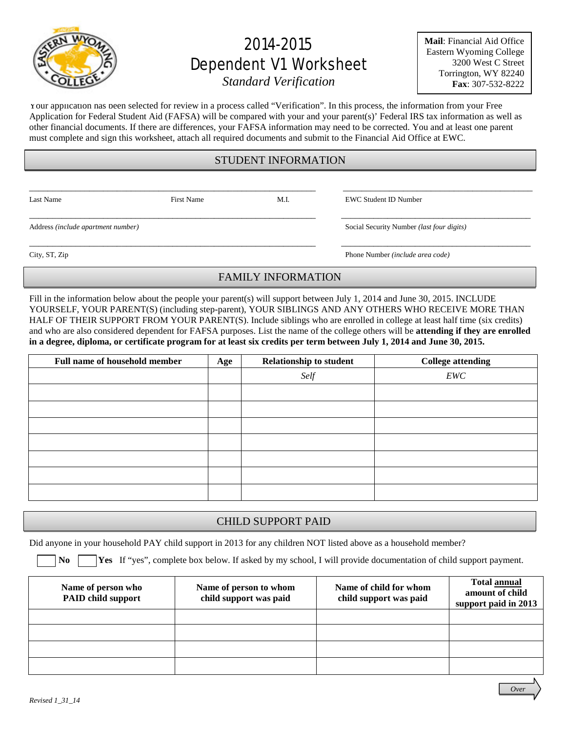# 2014-2015 Dependent V1 Worksheet

*Standard Verification*

**Mail**: Financial Aid Office
Eastern Wyoming College
3200 West C Street
Torrington, WY 82240
**Fax**: 307-532-8222

Your application has been selected for review in a process called "Verification". In this process, the information from your Free Application for Federal Student Aid (FAFSA) will be compared with your and your parent(s)' Federal IRS tax information as well as other financial documents. If there are differences, your FAFSA information may need to be corrected. You and at least one parent must complete and sign this worksheet, attach all required documents and submit to the Financial Aid Office at EWC.

## STUDENT INFORMATION

_______________________________________________ _______________________________

Last Name First Name M.I. EWC Student ID Number

_______________________________________________ _______________________________

Address *(include apartment number)* Social Security Number *(last four digits)*

_______________________________________________ _______________________________

City, ST, Zip Phone Number *(include area code)*

## FAMILY INFORMATION

Fill in the information below about the people your parent(s) will support between July 1, 2014 and June 30, 2015. INCLUDE YOURSELF, YOUR PARENT(S) (including step-parent), YOUR SIBLINGS AND ANY OTHERS WHO RECEIVE MORE THAN HALF OF THEIR SUPPORT FROM YOUR PARENT(S). Include siblings who are enrolled in college at least half time (six credits) and who are also considered dependent for FAFSA purposes. List the name of the college others will be **attending if they are enrolled in a degree, diploma, or certificate program for at least six credits per term between July 1, 2014 and June 30, 2015.**

| Full name of household member | Age | Relationship to student | College attending |
|---|---|---|---|
| | | *Self* | *EWC* |
| | | | |
| | | | |
| | | | |
| | | | |
| | | | |
| | | | |
| | | | |

## CHILD SUPPORT PAID

Did anyone in your household PAY child support in 2013 for any children NOT listed above as a household member?

☐ **No** ☐ **Yes** If "yes", complete box below. If asked by my school, I will provide documentation of child support payment.

| Name of person who PAID child support | Name of person to whom child support was paid | Name of child for whom child support was paid | Total annual amount of child support paid in 2013 |
|---|---|---|---|
| | | | |
| | | | |
| | | | |
| | | | |

*Over*

*Revised 1_31_14*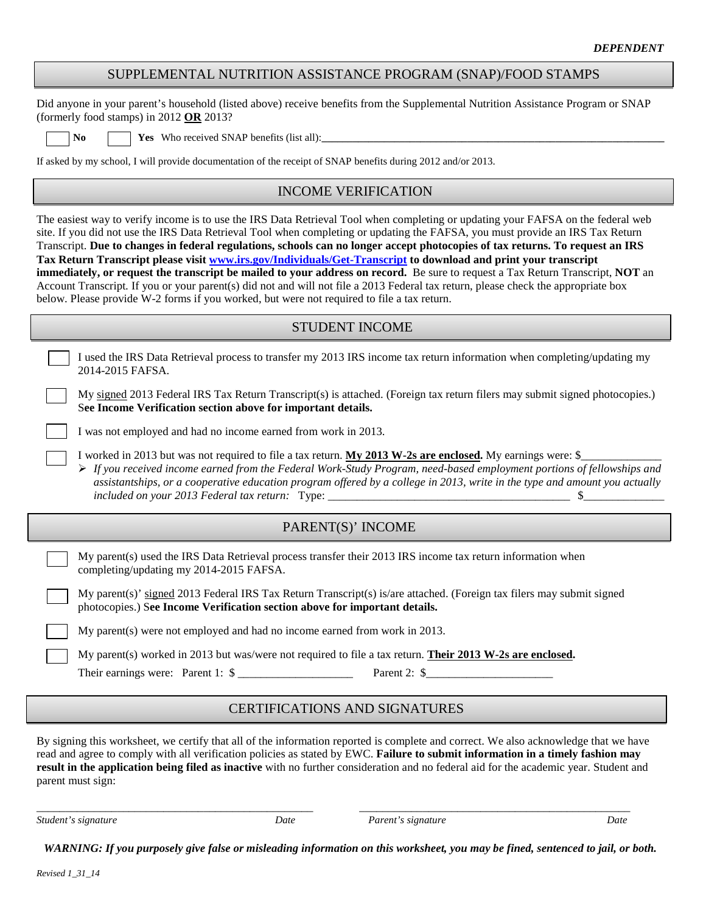***DEPENDENT***

## SUPPLEMENTAL NUTRITION ASSISTANCE PROGRAM (SNAP)/FOOD STAMPS

Did anyone in your parent's household (listed above) receive benefits from the Supplemental Nutrition Assistance Program or SNAP (formerly food stamps) in 2012 **OR** 2013?

☐ **No** ☐ **Yes** Who received SNAP benefits (list all):________________________________________________________________

If asked by my school, I will provide documentation of the receipt of SNAP benefits during 2012 and/or 2013.

## INCOME VERIFICATION

The easiest way to verify income is to use the IRS Data Retrieval Tool when completing or updating your FAFSA on the federal web site. If you did not use the IRS Data Retrieval Tool when completing or updating the FAFSA, you must provide an IRS Tax Return Transcript. **Due to changes in federal regulations, schools can no longer accept photocopies of tax returns. To request an IRS Tax Return Transcript please visit [www.irs.gov/Individuals/Get-Transcript](www.irs.gov/Individuals/Get-Transcript) to download and print your transcript immediately, or request the transcript be mailed to your address on record.** Be sure to request a Tax Return Transcript, **NOT** an Account Transcript. If you or your parent(s) did not and will not file a 2013 Federal tax return, please check the appropriate box below. Please provide W-2 forms if you worked, but were not required to file a tax return.

## STUDENT INCOME

☐ I used the IRS Data Retrieval process to transfer my 2013 IRS income tax return information when completing/updating my 2014-2015 FAFSA.

☐ My signed 2013 Federal IRS Tax Return Transcript(s) is attached. (Foreign tax return filers may submit signed photocopies.) S**ee Income Verification section above for important details.**

☐ I was not employed and had no income earned from work in 2013.

☐ I worked in 2013 but was not required to file a tax return. **My 2013 W-2s are enclosed.** My earnings were: $______________

- *If you received income earned from the Federal Work-Study Program, need-based employment portions of fellowships and assistantships, or a cooperative education program offered by a college in 2013, write in the type and amount you actually included on your 2013 Federal tax return:* Type: ___________________________________________ $______________

## PARENT(S)' INCOME

☐ My parent(s) used the IRS Data Retrieval process transfer their 2013 IRS income tax return information when completing/updating my 2014-2015 FAFSA.

☐ My parent(s)' signed 2013 Federal IRS Tax Return Transcript(s) is/are attached. (Foreign tax filers may submit signed photocopies.) S**ee Income Verification section above for important details.**

☐ My parent(s) were not employed and had no income earned from work in 2013.

☐ My parent(s) worked in 2013 but was/were not required to file a tax return. **Their 2013 W-2s are enclosed.**

Their earnings were: Parent 1: $ ____________________ Parent 2: $______________________

## CERTIFICATIONS AND SIGNATURES

By signing this worksheet, we certify that all of the information reported is complete and correct. We also acknowledge that we have read and agree to comply with all verification policies as stated by EWC. **Failure to submit information in a timely fashion may result in the application being filed as inactive** with no further consideration and no federal aid for the academic year. Student and parent must sign:

______________________________________________________ ______________________________________________________

*Student's signature* *Date* *Parent's signature* *Date*

***WARNING: If you purposely give false or misleading information on this worksheet, you may be fined, sentenced to jail, or both.***

*Revised 1_31_14*